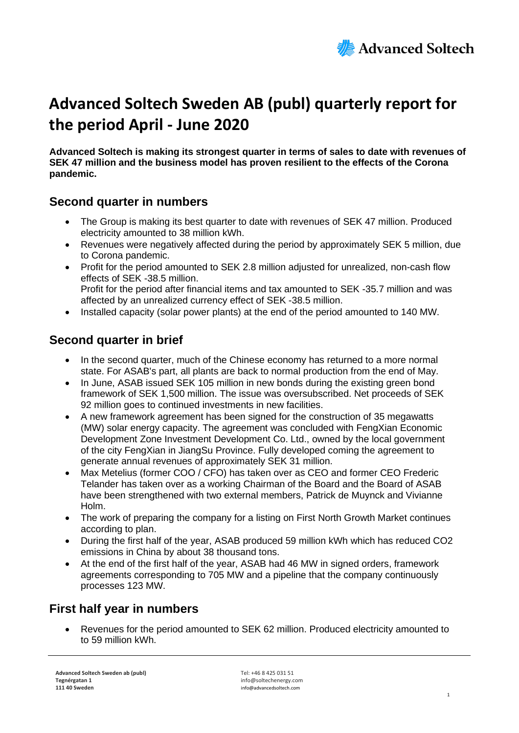# Advanced Soltech Sweden AB (publ) quarterly report for the period April - June 2020

**Advanced Soltech is making its strongest quarter in terms of sales to date with revenues of SEK 47 million and the business model has proven resilient to the effects of the Corona pandemic.**

## Second quarter in numbers

- The Group is making its best quarter to date with revenues of SEK 47 million. Produced electricity amounted to 38 million kWh.
- Revenues were negatively affected during the period by approximately SEK 5 million, due to Corona pandemic.
- Profit for the period amounted to SEK 2.8 million adjusted for unrealized, non-cash flow effects of SEK -38.5 million.
  Profit for the period after financial items and tax amounted to SEK -35.7 million and was affected by an unrealized currency effect of SEK -38.5 million.
- Installed capacity (solar power plants) at the end of the period amounted to 140 MW.

## Second quarter in brief

- In the second quarter, much of the Chinese economy has returned to a more normal state. For ASAB's part, all plants are back to normal production from the end of May.
- In June, ASAB issued SEK 105 million in new bonds during the existing green bond framework of SEK 1,500 million. The issue was oversubscribed. Net proceeds of SEK 92 million goes to continued investments in new facilities.
- A new framework agreement has been signed for the construction of 35 megawatts (MW) solar energy capacity. The agreement was concluded with FengXian Economic Development Zone Investment Development Co. Ltd., owned by the local government of the city FengXian in JiangSu Province. Fully developed coming the agreement to generate annual revenues of approximately SEK 31 million.
- Max Metelius (former COO / CFO) has taken over as CEO and former CEO Frederic Telander has taken over as a working Chairman of the Board and the Board of ASAB have been strengthened with two external members, Patrick de Muynck and Vivianne Holm.
- The work of preparing the company for a listing on First North Growth Market continues according to plan.
- During the first half of the year, ASAB produced 59 million kWh which has reduced $CO_2$ emissions in China by about 38 thousand tons.
- At the end of the first half of the year, ASAB had 46 MW in signed orders, framework agreements corresponding to 705 MW and a pipeline that the company continuously processes 123 MW.

## First half year in numbers

- Revenues for the period amounted to SEK 62 million. Produced electricity amounted to to 59 million kWh.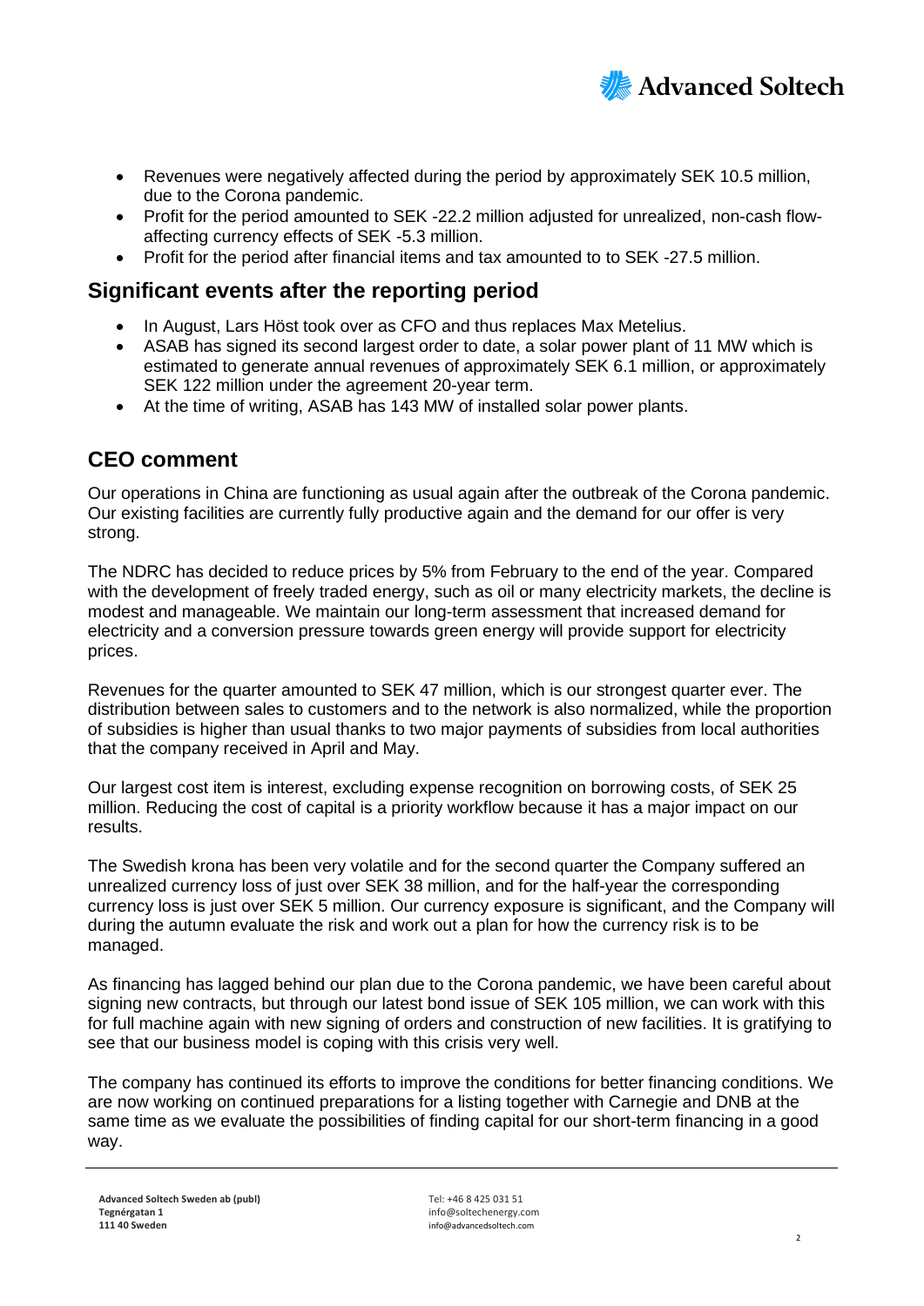- Revenues were negatively affected during the period by approximately SEK 10.5 million, due to the Corona pandemic.
- Profit for the period amounted to SEK -22.2 million adjusted for unrealized, non-cash flow-affecting currency effects of SEK -5.3 million.
- Profit for the period after financial items and tax amounted to to SEK -27.5 million.

## Significant events after the reporting period

- In August, Lars Höst took over as CFO and thus replaces Max Metelius.
- ASAB has signed its second largest order to date, a solar power plant of 11 MW which is estimated to generate annual revenues of approximately SEK 6.1 million, or approximately SEK 122 million under the agreement 20-year term.
- At the time of writing, ASAB has 143 MW of installed solar power plants.

## CEO comment

Our operations in China are functioning as usual again after the outbreak of the Corona pandemic. Our existing facilities are currently fully productive again and the demand for our offer is very strong.

The NDRC has decided to reduce prices by 5% from February to the end of the year. Compared with the development of freely traded energy, such as oil or many electricity markets, the decline is modest and manageable. We maintain our long-term assessment that increased demand for electricity and a conversion pressure towards green energy will provide support for electricity prices.

Revenues for the quarter amounted to SEK 47 million, which is our strongest quarter ever. The distribution between sales to customers and to the network is also normalized, while the proportion of subsidies is higher than usual thanks to two major payments of subsidies from local authorities that the company received in April and May.

Our largest cost item is interest, excluding expense recognition on borrowing costs, of SEK 25 million. Reducing the cost of capital is a priority workflow because it has a major impact on our results.

The Swedish krona has been very volatile and for the second quarter the Company suffered an unrealized currency loss of just over SEK 38 million, and for the half-year the corresponding currency loss is just over SEK 5 million. Our currency exposure is significant, and the Company will during the autumn evaluate the risk and work out a plan for how the currency risk is to be managed.

As financing has lagged behind our plan due to the Corona pandemic, we have been careful about signing new contracts, but through our latest bond issue of SEK 105 million, we can work with this for full machine again with new signing of orders and construction of new facilities. It is gratifying to see that our business model is coping with this crisis very well.

The company has continued its efforts to improve the conditions for better financing conditions. We are now working on continued preparations for a listing together with Carnegie and DNB at the same time as we evaluate the possibilities of finding capital for our short-term financing in a good way.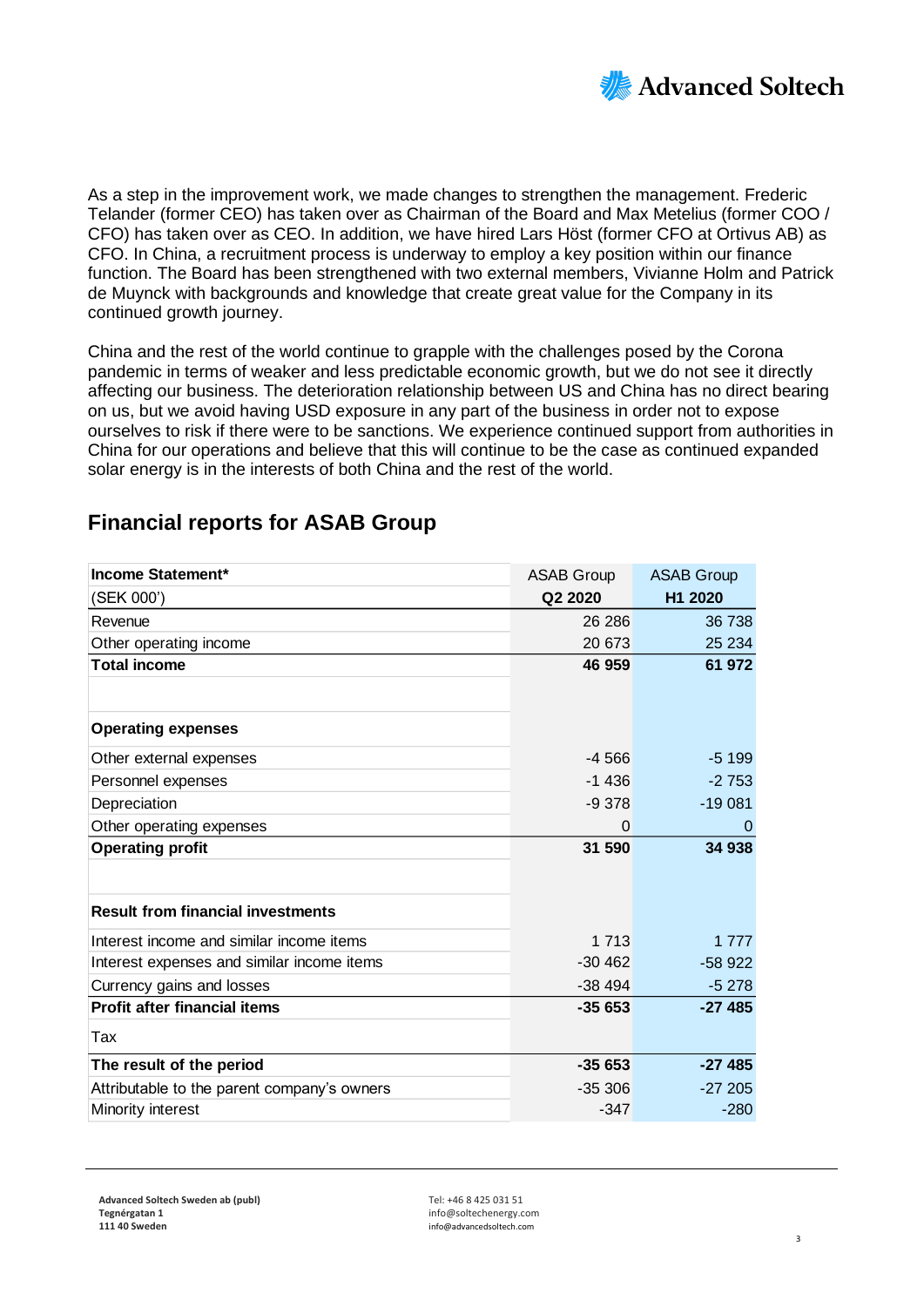As a step in the improvement work, we made changes to strengthen the management. Frederic Telander (former CEO) has taken over as Chairman of the Board and Max Metelius (former COO / CFO) has taken over as CEO. In addition, we have hired Lars Höst (former CFO at Ortivus AB) as CFO. In China, a recruitment process is underway to employ a key position within our finance function. The Board has been strengthened with two external members, Vivianne Holm and Patrick de Muynck with backgrounds and knowledge that create great value for the Company in its continued growth journey.

China and the rest of the world continue to grapple with the challenges posed by the Corona pandemic in terms of weaker and less predictable economic growth, but we do not see it directly affecting our business. The deterioration relationship between US and China has no direct bearing on us, but we avoid having USD exposure in any part of the business in order not to expose ourselves to risk if there were to be sanctions. We experience continued support from authorities in China for our operations and believe that this will continue to be the case as continued expanded solar energy is in the interests of both China and the rest of the world.

## Financial reports for ASAB Group

| **Income Statement*** | ASAB Group | ASAB Group |
|---|---|---|
| (SEK 000') | **Q2 2020** | **H1 2020** |
| Revenue | 26 286 | 36 738 |
| Other operating income | 20 673 | 25 234 |
| **Total income** | **46 959** | **61 972** |
| | | |
| **Operating expenses** | | |
| Other external expenses | -4 566 | -5 199 |
| Personnel expenses | -1 436 | -2 753 |
| Depreciation | -9 378 | -19 081 |
| Other operating expenses | 0 | 0 |
| **Operating profit** | **31 590** | **34 938** |
| | | |
| **Result from financial investments** | | |
| Interest income and similar income items | 1 713 | 1 777 |
| Interest expenses and similar income items | -30 462 | -58 922 |
| Currency gains and losses | -38 494 | -5 278 |
| **Profit after financial items** | **-35 653** | **-27 485** |
| Tax | | |
| **The result of the period** | **-35 653** | **-27 485** |
| Attributable to the parent company's owners | -35 306 | -27 205 |
| Minority interest | -347 | -280 |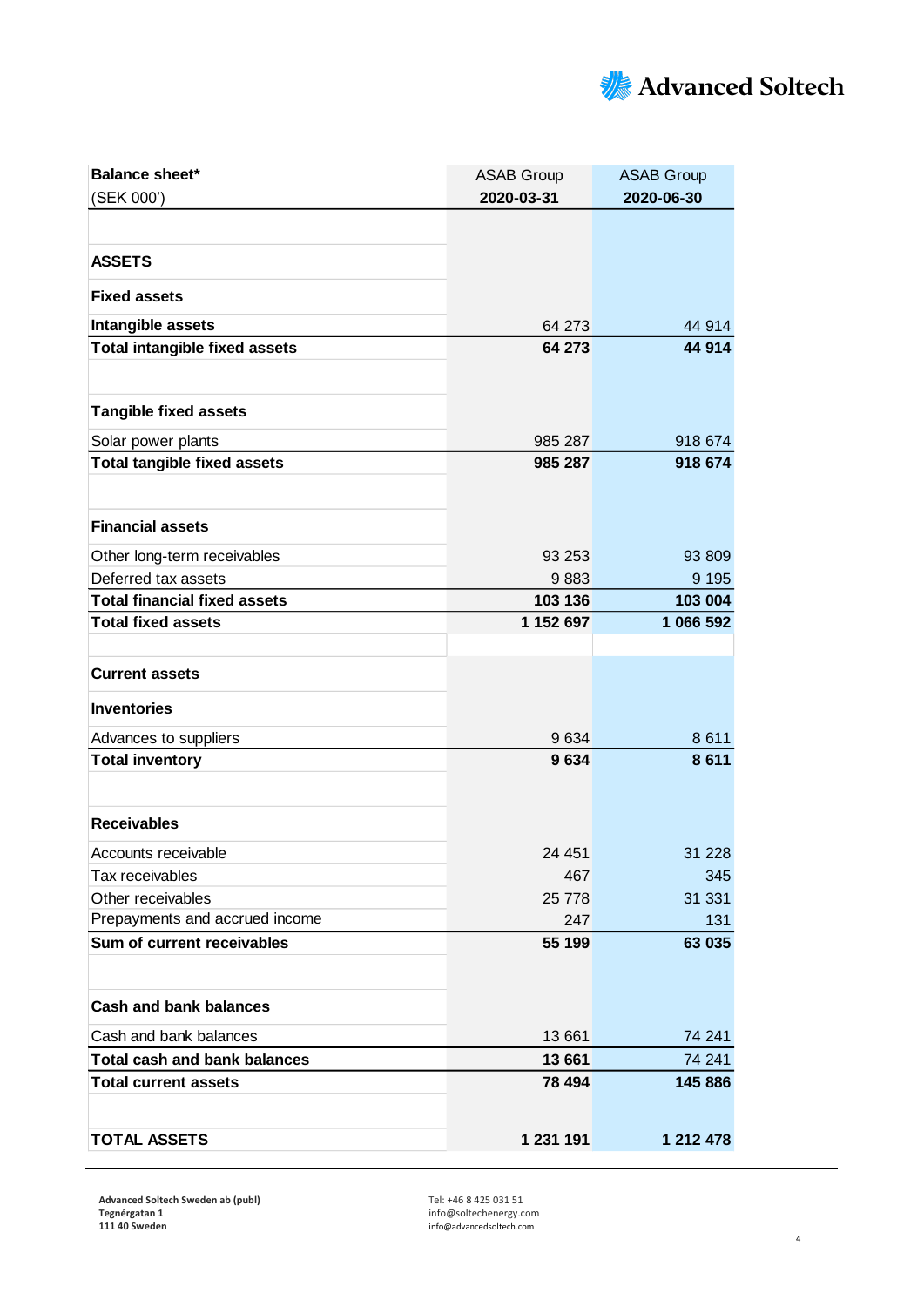| Balance sheet* | ASAB Group | ASAB Group |
|---|---|---|
| (SEK 000') | **2020-03-31** | **2020-06-30** |
| | | |
| **ASSETS** | | |
| **Fixed assets** | | |
| **Intangible assets** | 64 273 | 44 914 |
| **Total intangible fixed assets** | **64 273** | **44 914** |
| | | |
| **Tangible fixed assets** | | |
| Solar power plants | 985 287 | 918 674 |
| **Total tangible fixed assets** | **985 287** | **918 674** |
| | | |
| **Financial assets** | | |
| Other long-term receivables | 93 253 | 93 809 |
| Deferred tax assets | 9 883 | 9 195 |
| **Total financial fixed assets** | **103 136** | **103 004** |
| **Total fixed assets** | **1 152 697** | **1 066 592** |
| | | |
| **Current assets** | | |
| **Inventories** | | |
| Advances to suppliers | 9 634 | 8 611 |
| **Total inventory** | **9 634** | **8 611** |
| | | |
| **Receivables** | | |
| Accounts receivable | 24 451 | 31 228 |
| Tax receivables | 467 | 345 |
| Other receivables | 25 778 | 31 331 |
| Prepayments and accrued income | 247 | 131 |
| **Sum of current receivables** | **55 199** | **63 035** |
| | | |
| **Cash and bank balances** | | |
| Cash and bank balances | 13 661 | 74 241 |
| **Total cash and bank balances** | **13 661** | 74 241 |
| **Total current assets** | **78 494** | **145 886** |
| | | |
| **TOTAL ASSETS** | **1 231 191** | **1 212 478** |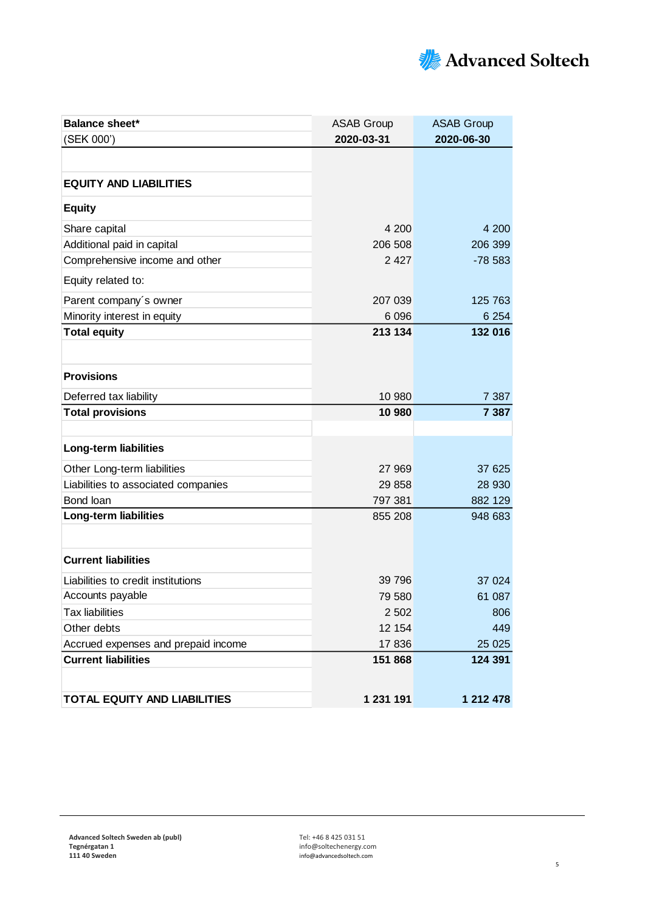| Balance sheet* (SEK 000') | ASAB Group 2020-03-31 | ASAB Group 2020-06-30 |
|---|---|---|
| | | |
| **EQUITY AND LIABILITIES** | | |
| **Equity** | | |
| Share capital | 4 200 | 4 200 |
| Additional paid in capital | 206 508 | 206 399 |
| Comprehensive income and other | 2 427 | -78 583 |
| Equity related to: | | |
| Parent company´s owner | 207 039 | 125 763 |
| Minority interest in equity | 6 096 | 6 254 |
| **Total equity** | **213 134** | **132 016** |
| | | |
| **Provisions** | | |
| Deferred tax liability | 10 980 | 7 387 |
| **Total provisions** | **10 980** | **7 387** |
| | | |
| **Long-term liabilities** | | |
| Other Long-term liabilities | 27 969 | 37 625 |
| Liabilities to associated companies | 29 858 | 28 930 |
| Bond loan | 797 381 | 882 129 |
| **Long-term liabilities** | 855 208 | 948 683 |
| | | |
| **Current liabilities** | | |
| Liabilities to credit institutions | 39 796 | 37 024 |
| Accounts payable | 79 580 | 61 087 |
| Tax liabilities | 2 502 | 806 |
| Other debts | 12 154 | 449 |
| Accrued expenses and prepaid income | 17 836 | 25 025 |
| **Current liabilities** | **151 868** | **124 391** |
| | | |
| **TOTAL EQUITY AND LIABILITIES** | **1 231 191** | **1 212 478** |

**Advanced Soltech Sweden ab (publ)**
**Tegnérgatan 1**
**111 40 Sweden**

Tel: +46 8 425 031 51
info@soltechenergy.com
info@advancedsoltech.com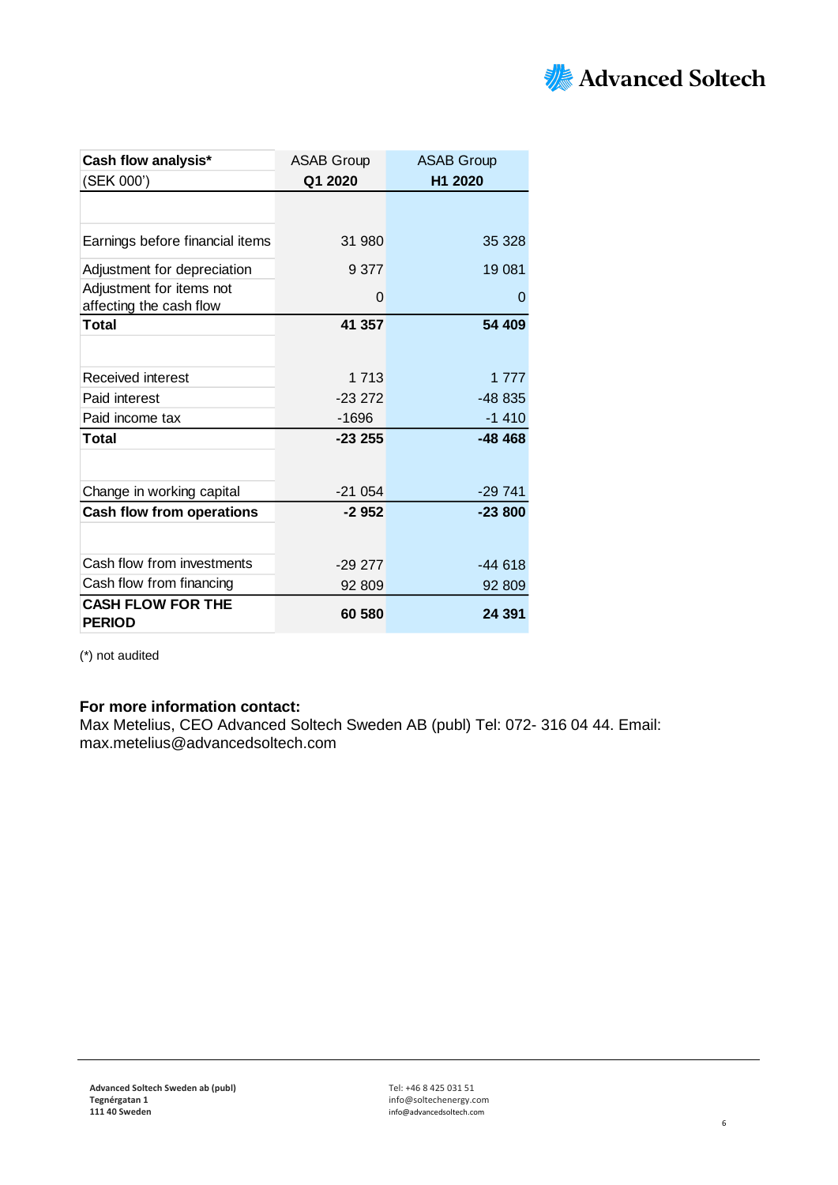| **Cash flow analysis*** | ASAB Group | ASAB Group |
|---|---|---|
| (SEK 000') | **Q1 2020** | **H1 2020** |
| | | |
| Earnings before financial items | 31 980 | 35 328 |
| Adjustment for depreciation | 9 377 | 19 081 |
| Adjustment for items not affecting the cash flow | 0 | 0 |
| **Total** | **41 357** | **54 409** |
| | | |
| Received interest | 1 713 | 1 777 |
| Paid interest | -23 272 | -48 835 |
| Paid income tax | -1696 | -1 410 |
| **Total** | **-23 255** | **-48 468** |
| | | |
| Change in working capital | -21 054 | -29 741 |
| **Cash flow from operations** | **-2 952** | **-23 800** |
| | | |
| Cash flow from investments | -29 277 | -44 618 |
| Cash flow from financing | 92 809 | 92 809 |
| **CASH FLOW FOR THE PERIOD** | **60 580** | **24 391** |

(*) not audited

**For more information contact:**
Max Metelius, CEO Advanced Soltech Sweden AB (publ) Tel: 072- 316 04 44. Email: max.metelius@advancedsoltech.com

**Advanced Soltech Sweden ab (publ)**
**Tegnérgatan 1**
**111 40 Sweden**

Tel: +46 8 425 031 51
info@soltechenergy.com
info@advancedsoltech.com